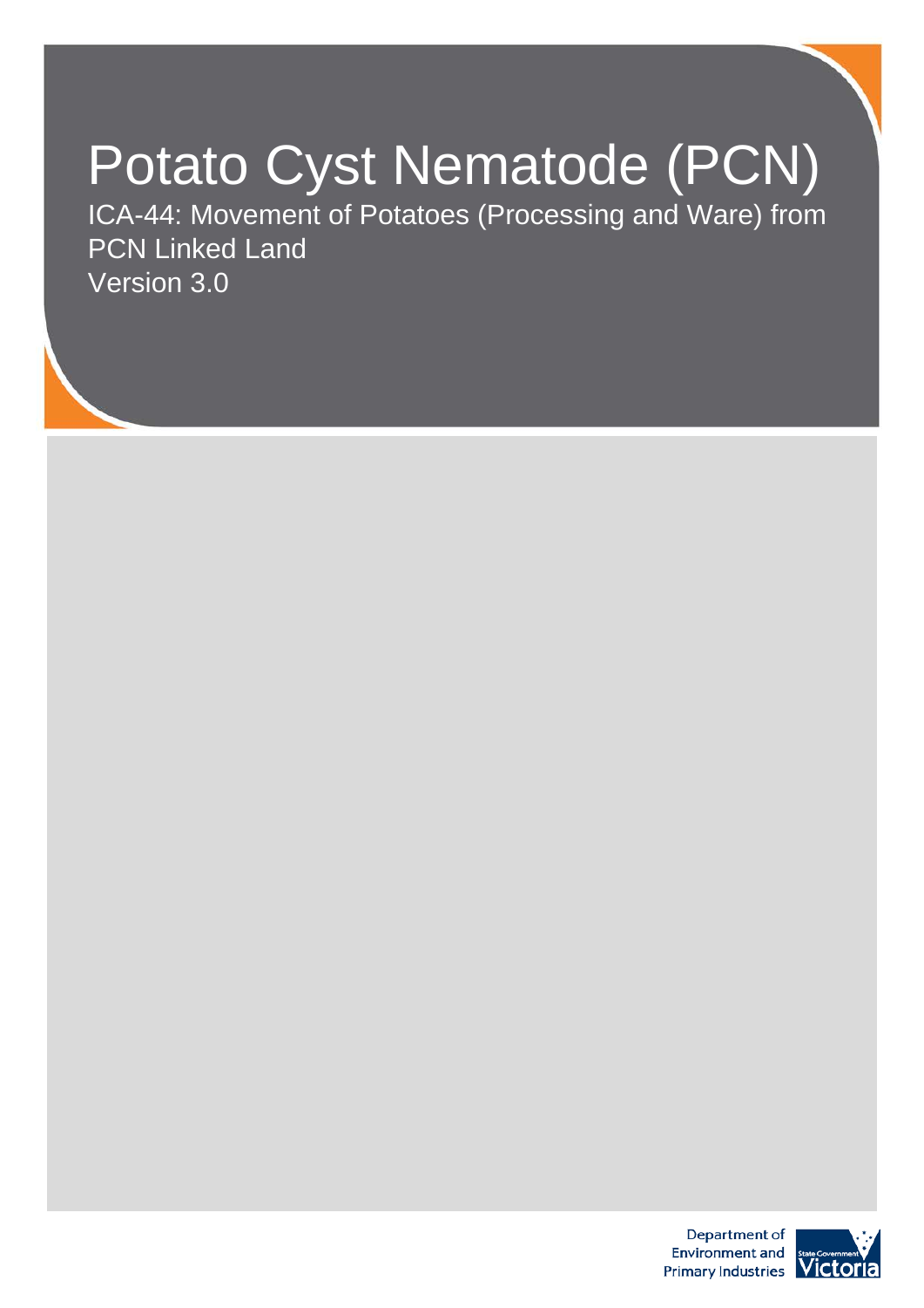# Potato Cyst Nematode (PCN)

ICA-44: Movement of Potatoes (Processing and Ware) from PCN Linked Land

Version 3.0

Department of Environment and Primary Industries

State Government Victoria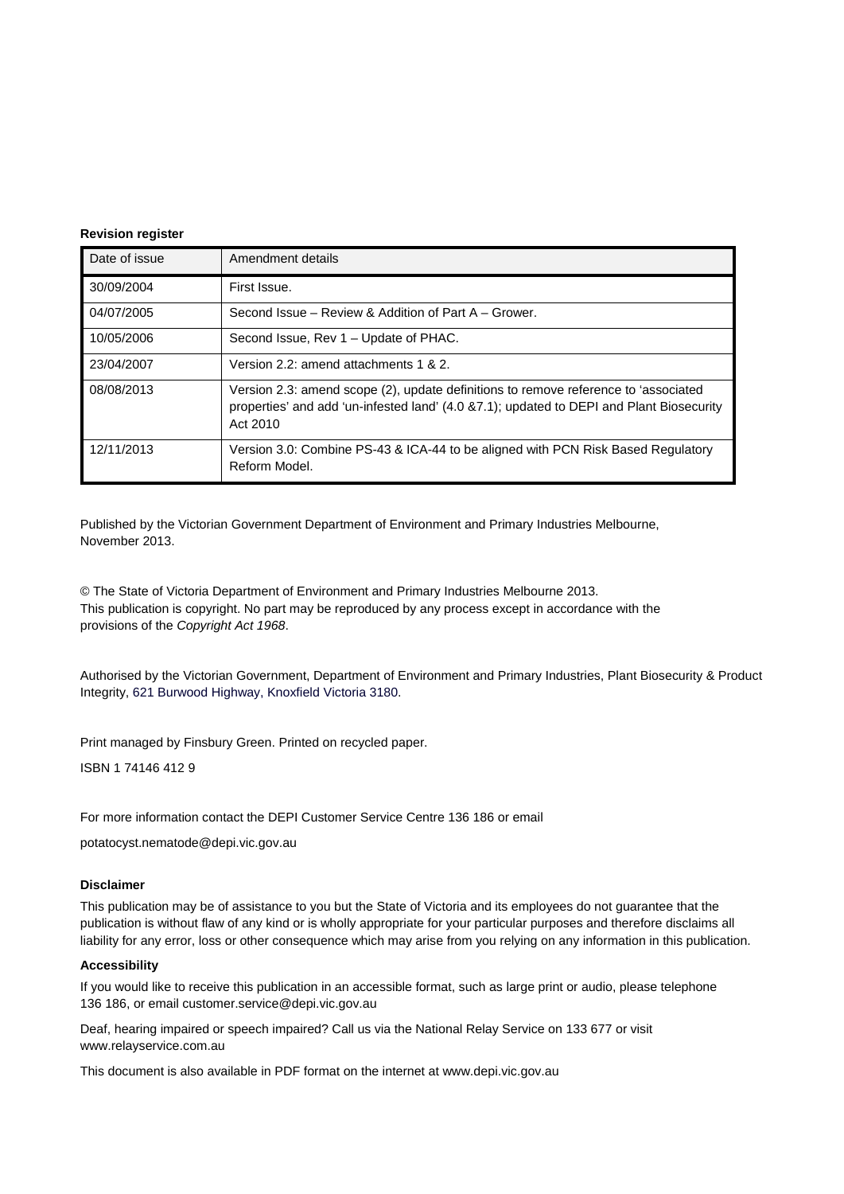**Revision register**

| Date of issue | Amendment details |
|---|---|
| 30/09/2004 | First Issue. |
| 04/07/2005 | Second Issue – Review & Addition of Part A – Grower. |
| 10/05/2006 | Second Issue, Rev 1 – Update of PHAC. |
| 23/04/2007 | Version 2.2: amend attachments 1 & 2. |
| 08/08/2013 | Version 2.3: amend scope (2), update definitions to remove reference to 'associated properties' and add 'un-infested land' (4.0 &7.1); updated to DEPI and Plant Biosecurity Act 2010 |
| 12/11/2013 | Version 3.0: Combine PS-43 & ICA-44 to be aligned with PCN Risk Based Regulatory Reform Model. |

Published by the Victorian Government Department of Environment and Primary Industries Melbourne, November 2013.

© The State of Victoria Department of Environment and Primary Industries Melbourne 2013.
This publication is copyright. No part may be reproduced by any process except in accordance with the provisions of the *Copyright Act 1968*.

Authorised by the Victorian Government, Department of Environment and Primary Industries, Plant Biosecurity & Product Integrity, 621 Burwood Highway, Knoxfield Victoria 3180.

Print managed by Finsbury Green. Printed on recycled paper.

ISBN 1 74146 412 9

For more information contact the DEPI Customer Service Centre 136 186 or email

potatocyst.nematode@depi.vic.gov.au

**Disclaimer**

This publication may be of assistance to you but the State of Victoria and its employees do not guarantee that the publication is without flaw of any kind or is wholly appropriate for your particular purposes and therefore disclaims all liability for any error, loss or other consequence which may arise from you relying on any information in this publication.

**Accessibility**

If you would like to receive this publication in an accessible format, such as large print or audio, please telephone 136 186, or email customer.service@depi.vic.gov.au

Deaf, hearing impaired or speech impaired? Call us via the National Relay Service on 133 677 or visit www.relayservice.com.au

This document is also available in PDF format on the internet at www.depi.vic.gov.au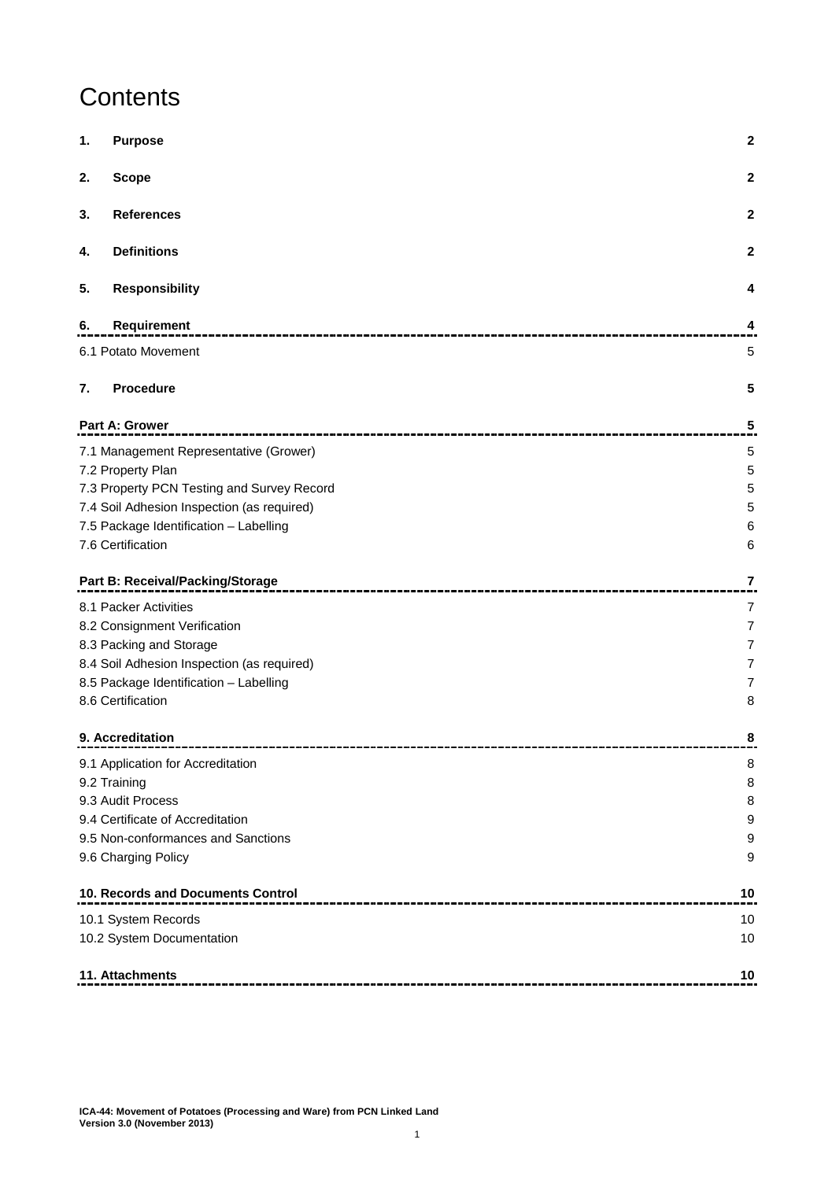# Contents

| | | |
|---|---|---|
| **1.** | **Purpose** | **2** |
| **2.** | **Scope** | **2** |
| **3.** | **References** | **2** |
| **4.** | **Definitions** | **2** |
| **5.** | **Responsibility** | **4** |
| **6.** | **Requirement** | **4** |
| | 6.1 Potato Movement | 5 |
| **7.** | **Procedure** | **5** |
| | **Part A: Grower** | **5** |
| | 7.1 Management Representative (Grower) | 5 |
| | 7.2 Property Plan | 5 |
| | 7.3 Property PCN Testing and Survey Record | 5 |
| | 7.4 Soil Adhesion Inspection (as required) | 5 |
| | 7.5 Package Identification – Labelling | 6 |
| | 7.6 Certification | 6 |
| | **Part B: Receival/Packing/Storage** | **7** |
| | 8.1 Packer Activities | 7 |
| | 8.2 Consignment Verification | 7 |
| | 8.3 Packing and Storage | 7 |
| | 8.4 Soil Adhesion Inspection (as required) | 7 |
| | 8.5 Package Identification – Labelling | 7 |
| | 8.6 Certification | 8 |
| | **9. Accreditation** | **8** |
| | 9.1 Application for Accreditation | 8 |
| | 9.2 Training | 8 |
| | 9.3 Audit Process | 8 |
| | 9.4 Certificate of Accreditation | 9 |
| | 9.5 Non-conformances and Sanctions | 9 |
| | 9.6 Charging Policy | 9 |
| | **10. Records and Documents Control** | **10** |
| | 10.1 System Records | 10 |
| | 10.2 System Documentation | 10 |
| | **11. Attachments** | **10** |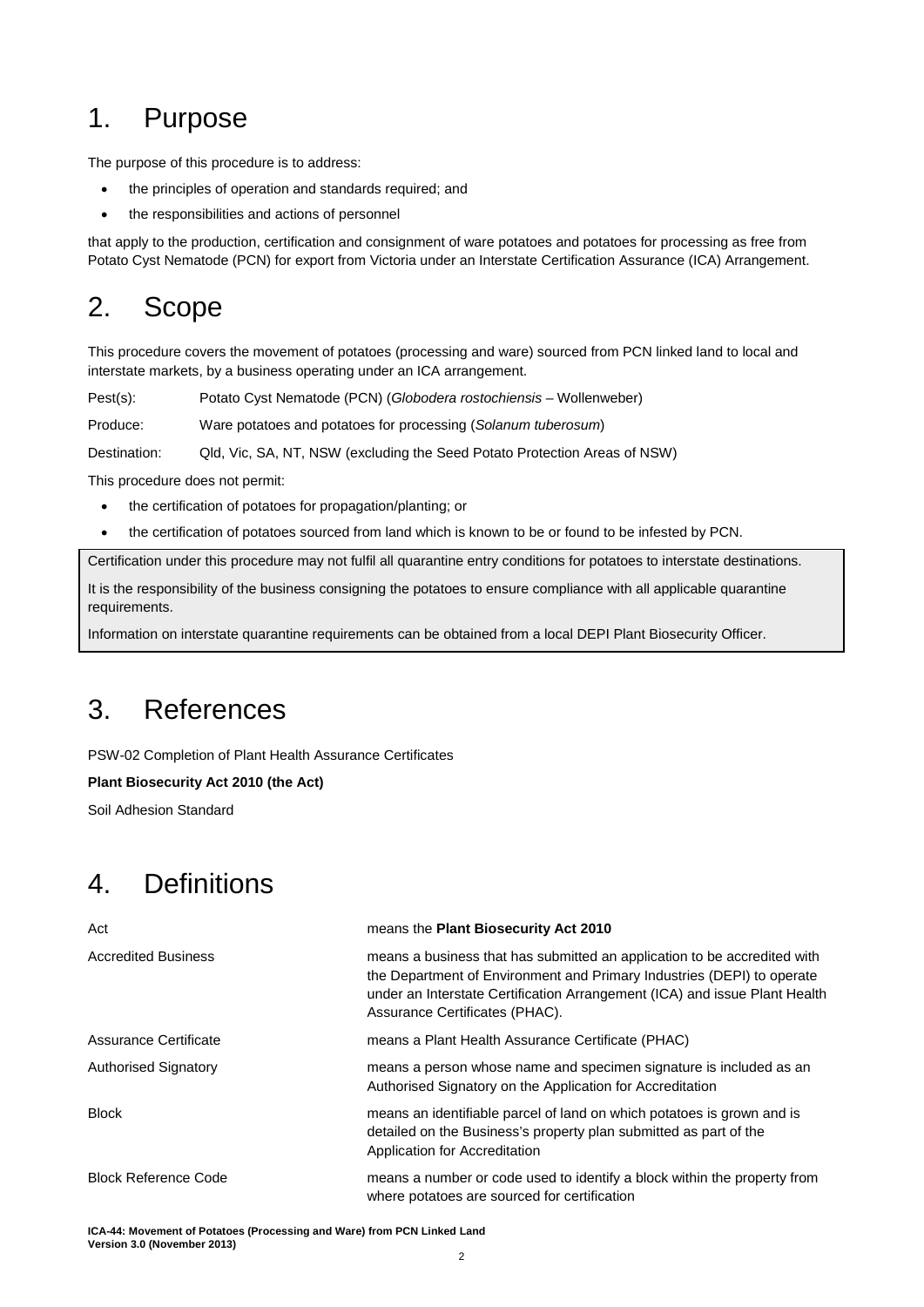# 1. Purpose

The purpose of this procedure is to address:

- the principles of operation and standards required; and
- the responsibilities and actions of personnel

that apply to the production, certification and consignment of ware potatoes and potatoes for processing as free from Potato Cyst Nematode (PCN) for export from Victoria under an Interstate Certification Assurance (ICA) Arrangement.

# 2. Scope

This procedure covers the movement of potatoes (processing and ware) sourced from PCN linked land to local and interstate markets, by a business operating under an ICA arrangement.

Pest(s): Potato Cyst Nematode (PCN) (*Globodera rostochiensis* – Wollenweber)

Produce: Ware potatoes and potatoes for processing (*Solanum tuberosum*)

Destination: Qld, Vic, SA, NT, NSW (excluding the Seed Potato Protection Areas of NSW)

This procedure does not permit:

- the certification of potatoes for propagation/planting; or
- the certification of potatoes sourced from land which is known to be or found to be infested by PCN.

Certification under this procedure may not fulfil all quarantine entry conditions for potatoes to interstate destinations.

It is the responsibility of the business consigning the potatoes to ensure compliance with all applicable quarantine requirements.

Information on interstate quarantine requirements can be obtained from a local DEPI Plant Biosecurity Officer.

# 3. References

PSW-02 Completion of Plant Health Assurance Certificates

**Plant Biosecurity Act 2010 (the Act)**

Soil Adhesion Standard

# 4. Definitions

| Term | Definition |
|---|---|
| Act | means the **Plant Biosecurity Act 2010** |
| Accredited Business | means a business that has submitted an application to be accredited with the Department of Environment and Primary Industries (DEPI) to operate under an Interstate Certification Arrangement (ICA) and issue Plant Health Assurance Certificates (PHAC). |
| Assurance Certificate | means a Plant Health Assurance Certificate (PHAC) |
| Authorised Signatory | means a person whose name and specimen signature is included as an Authorised Signatory on the Application for Accreditation |
| Block | means an identifiable parcel of land on which potatoes is grown and is detailed on the Business's property plan submitted as part of the Application for Accreditation |
| Block Reference Code | means a number or code used to identify a block within the property from where potatoes are sourced for certification |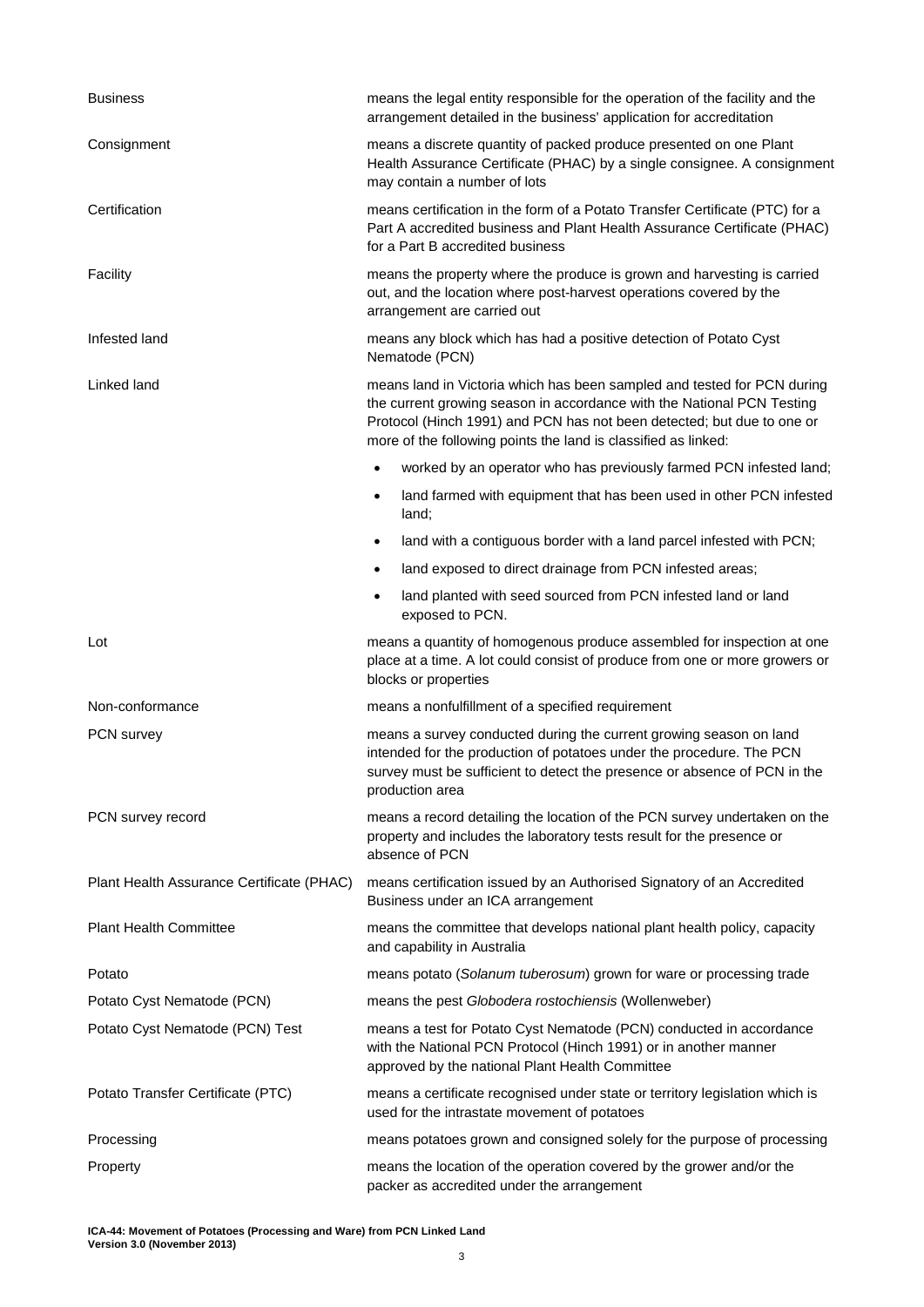| | |
|---|---|
| Business | means the legal entity responsible for the operation of the facility and the arrangement detailed in the business' application for accreditation |
| Consignment | means a discrete quantity of packed produce presented on one Plant Health Assurance Certificate (PHAC) by a single consignee. A consignment may contain a number of lots |
| Certification | means certification in the form of a Potato Transfer Certificate (PTC) for a Part A accredited business and Plant Health Assurance Certificate (PHAC) for a Part B accredited business |
| Facility | means the property where the produce is grown and harvesting is carried out, and the location where post-harvest operations covered by the arrangement are carried out |
| Infested land | means any block which has had a positive detection of Potato Cyst Nematode (PCN) |
| Linked land | means land in Victoria which has been sampled and tested for PCN during the current growing season in accordance with the National PCN Testing Protocol (Hinch 1991) and PCN has not been detected; but due to one or more of the following points the land is classified as linked:<br>• worked by an operator who has previously farmed PCN infested land;<br>• land farmed with equipment that has been used in other PCN infested land;<br>• land with a contiguous border with a land parcel infested with PCN;<br>• land exposed to direct drainage from PCN infested areas;<br>• land planted with seed sourced from PCN infested land or land exposed to PCN. |
| Lot | means a quantity of homogenous produce assembled for inspection at one place at a time. A lot could consist of produce from one or more growers or blocks or properties |
| Non-conformance | means a nonfulfillment of a specified requirement |
| PCN survey | means a survey conducted during the current growing season on land intended for the production of potatoes under the procedure. The PCN survey must be sufficient to detect the presence or absence of PCN in the production area |
| PCN survey record | means a record detailing the location of the PCN survey undertaken on the property and includes the laboratory tests result for the presence or absence of PCN |
| Plant Health Assurance Certificate (PHAC) | means certification issued by an Authorised Signatory of an Accredited Business under an ICA arrangement |
| Plant Health Committee | means the committee that develops national plant health policy, capacity and capability in Australia |
| Potato | means potato (*Solanum tuberosum*) grown for ware or processing trade |
| Potato Cyst Nematode (PCN) | means the pest *Globodera rostochiensis* (Wollenweber) |
| Potato Cyst Nematode (PCN) Test | means a test for Potato Cyst Nematode (PCN) conducted in accordance with the National PCN Protocol (Hinch 1991) or in another manner approved by the national Plant Health Committee |
| Potato Transfer Certificate (PTC) | means a certificate recognised under state or territory legislation which is used for the intrastate movement of potatoes |
| Processing | means potatoes grown and consigned solely for the purpose of processing |
| Property | means the location of the operation covered by the grower and/or the packer as accredited under the arrangement |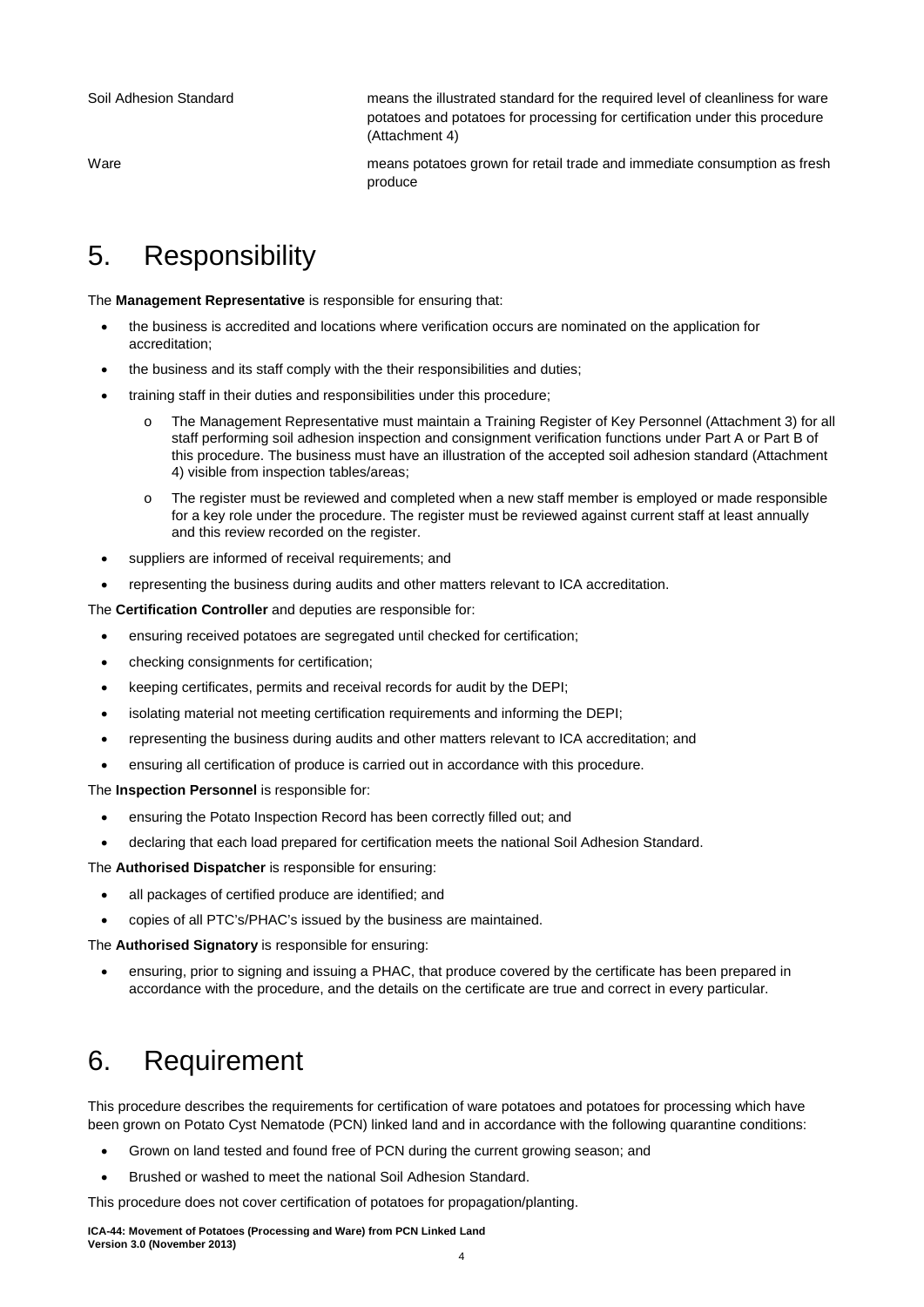| | |
|---|---|
| Soil Adhesion Standard | means the illustrated standard for the required level of cleanliness for ware potatoes and potatoes for processing for certification under this procedure (Attachment 4) |
| Ware | means potatoes grown for retail trade and immediate consumption as fresh produce |

# 5. Responsibility

The **Management Representative** is responsible for ensuring that:

- the business is accredited and locations where verification occurs are nominated on the application for accreditation;
- the business and its staff comply with the their responsibilities and duties;
- training staff in their duties and responsibilities under this procedure;
  - The Management Representative must maintain a Training Register of Key Personnel (Attachment 3) for all staff performing soil adhesion inspection and consignment verification functions under Part A or Part B of this procedure. The business must have an illustration of the accepted soil adhesion standard (Attachment 4) visible from inspection tables/areas;
  - The register must be reviewed and completed when a new staff member is employed or made responsible for a key role under the procedure. The register must be reviewed against current staff at least annually and this review recorded on the register.
- suppliers are informed of receival requirements; and
- representing the business during audits and other matters relevant to ICA accreditation.

The **Certification Controller** and deputies are responsible for:

- ensuring received potatoes are segregated until checked for certification;
- checking consignments for certification;
- keeping certificates, permits and receival records for audit by the DEPI;
- isolating material not meeting certification requirements and informing the DEPI;
- representing the business during audits and other matters relevant to ICA accreditation; and
- ensuring all certification of produce is carried out in accordance with this procedure.

The **Inspection Personnel** is responsible for:

- ensuring the Potato Inspection Record has been correctly filled out; and
- declaring that each load prepared for certification meets the national Soil Adhesion Standard.

The **Authorised Dispatcher** is responsible for ensuring:

- all packages of certified produce are identified; and
- copies of all PTC's/PHAC's issued by the business are maintained.

The **Authorised Signatory** is responsible for ensuring:

- ensuring, prior to signing and issuing a PHAC, that produce covered by the certificate has been prepared in accordance with the procedure, and the details on the certificate are true and correct in every particular.

# 6. Requirement

This procedure describes the requirements for certification of ware potatoes and potatoes for processing which have been grown on Potato Cyst Nematode (PCN) linked land and in accordance with the following quarantine conditions:

- Grown on land tested and found free of PCN during the current growing season; and
- Brushed or washed to meet the national Soil Adhesion Standard.

This procedure does not cover certification of potatoes for propagation/planting.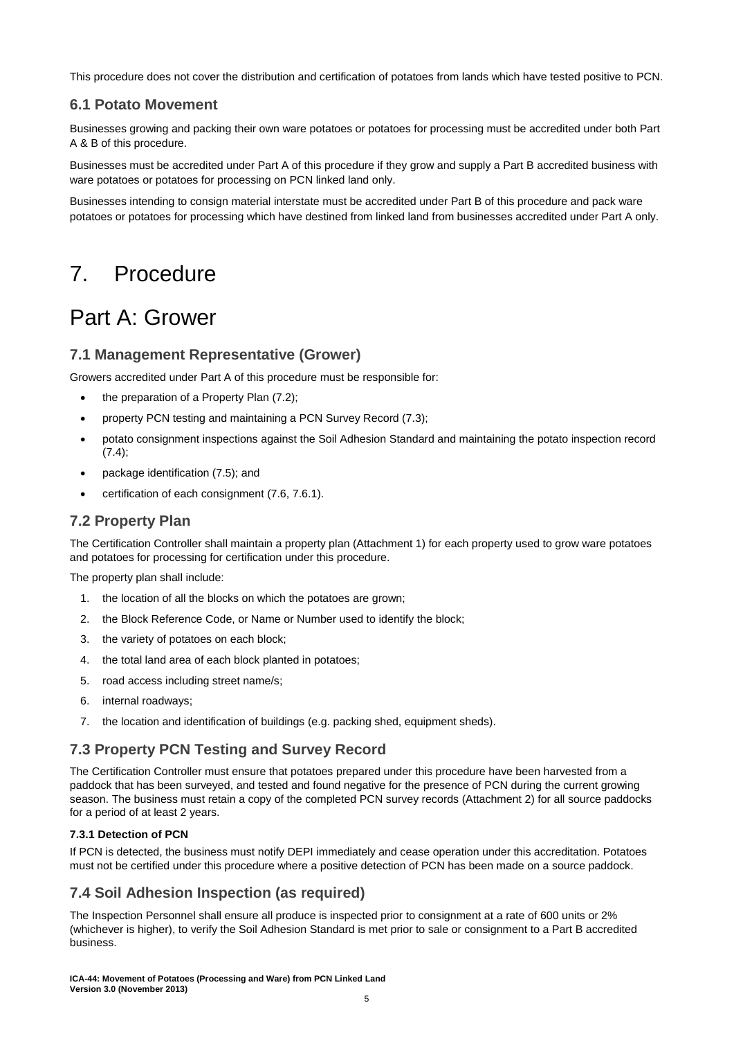This procedure does not cover the distribution and certification of potatoes from lands which have tested positive to PCN.

### 6.1 Potato Movement

Businesses growing and packing their own ware potatoes or potatoes for processing must be accredited under both Part A & B of this procedure.

Businesses must be accredited under Part A of this procedure if they grow and supply a Part B accredited business with ware potatoes or potatoes for processing on PCN linked land only.

Businesses intending to consign material interstate must be accredited under Part B of this procedure and pack ware potatoes or potatoes for processing which have destined from linked land from businesses accredited under Part A only.

# 7. Procedure

# Part A: Grower

### 7.1 Management Representative (Grower)

Growers accredited under Part A of this procedure must be responsible for:

- the preparation of a Property Plan (7.2);
- property PCN testing and maintaining a PCN Survey Record (7.3);
- potato consignment inspections against the Soil Adhesion Standard and maintaining the potato inspection record (7.4);
- package identification (7.5); and
- certification of each consignment (7.6, 7.6.1).

### 7.2 Property Plan

The Certification Controller shall maintain a property plan (Attachment 1) for each property used to grow ware potatoes and potatoes for processing for certification under this procedure.

The property plan shall include:

1. the location of all the blocks on which the potatoes are grown;
2. the Block Reference Code, or Name or Number used to identify the block;
3. the variety of potatoes on each block;
4. the total land area of each block planted in potatoes;
5. road access including street name/s;
6. internal roadways;
7. the location and identification of buildings (e.g. packing shed, equipment sheds).

### 7.3 Property PCN Testing and Survey Record

The Certification Controller must ensure that potatoes prepared under this procedure have been harvested from a paddock that has been surveyed, and tested and found negative for the presence of PCN during the current growing season. The business must retain a copy of the completed PCN survey records (Attachment 2) for all source paddocks for a period of at least 2 years.

#### 7.3.1 Detection of PCN

If PCN is detected, the business must notify DEPI immediately and cease operation under this accreditation. Potatoes must not be certified under this procedure where a positive detection of PCN has been made on a source paddock.

### 7.4 Soil Adhesion Inspection (as required)

The Inspection Personnel shall ensure all produce is inspected prior to consignment at a rate of 600 units or 2% (whichever is higher), to verify the Soil Adhesion Standard is met prior to sale or consignment to a Part B accredited business.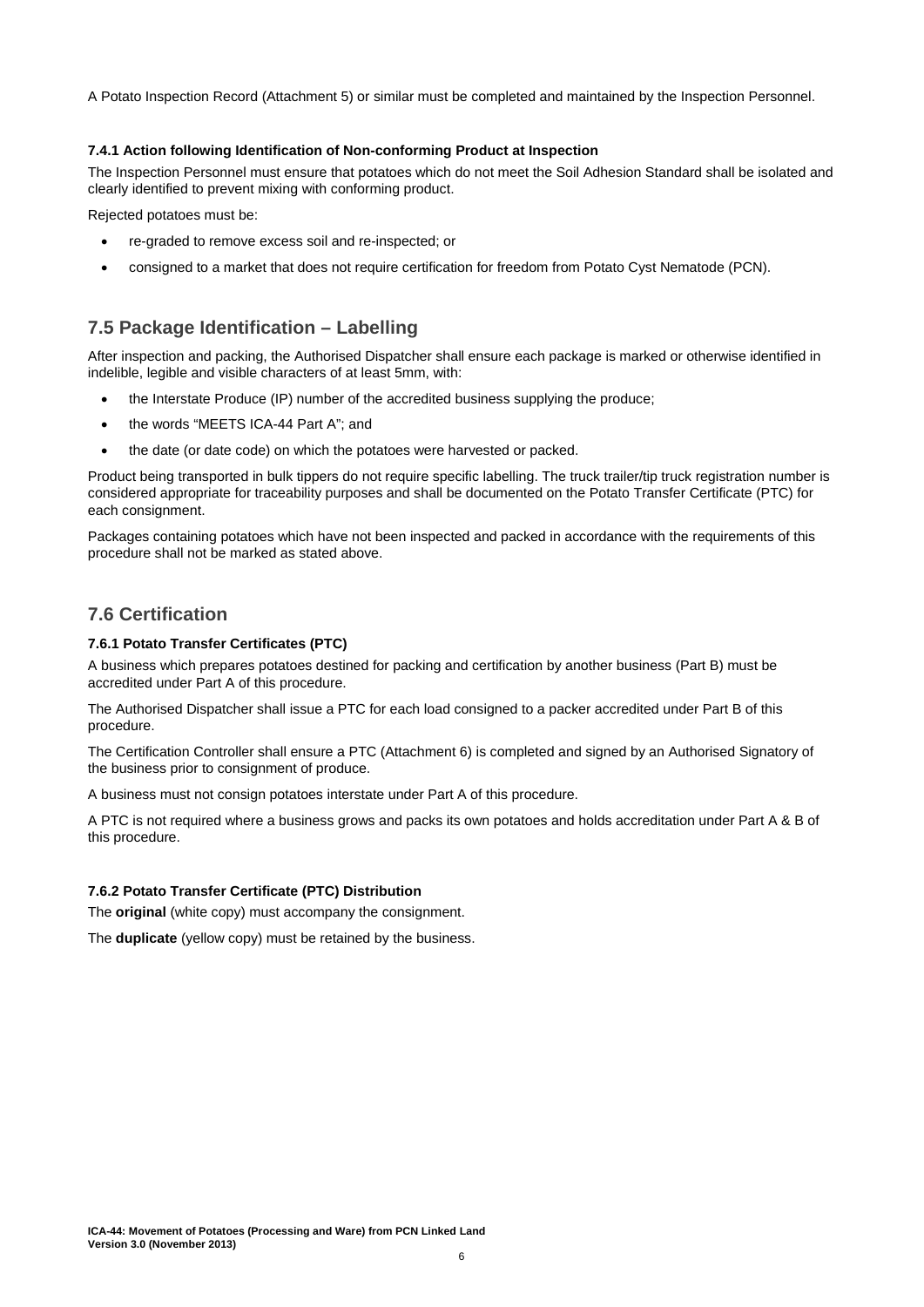A Potato Inspection Record (Attachment 5) or similar must be completed and maintained by the Inspection Personnel.

#### 7.4.1 Action following Identification of Non-conforming Product at Inspection

The Inspection Personnel must ensure that potatoes which do not meet the Soil Adhesion Standard shall be isolated and clearly identified to prevent mixing with conforming product.

Rejected potatoes must be:

- re-graded to remove excess soil and re-inspected; or
- consigned to a market that does not require certification for freedom from Potato Cyst Nematode (PCN).

## 7.5 Package Identification – Labelling

After inspection and packing, the Authorised Dispatcher shall ensure each package is marked or otherwise identified in indelible, legible and visible characters of at least 5mm, with:

- the Interstate Produce (IP) number of the accredited business supplying the produce;
- the words "MEETS ICA-44 Part A"; and
- the date (or date code) on which the potatoes were harvested or packed.

Product being transported in bulk tippers do not require specific labelling. The truck trailer/tip truck registration number is considered appropriate for traceability purposes and shall be documented on the Potato Transfer Certificate (PTC) for each consignment.

Packages containing potatoes which have not been inspected and packed in accordance with the requirements of this procedure shall not be marked as stated above.

## 7.6 Certification

#### 7.6.1 Potato Transfer Certificates (PTC)

A business which prepares potatoes destined for packing and certification by another business (Part B) must be accredited under Part A of this procedure.

The Authorised Dispatcher shall issue a PTC for each load consigned to a packer accredited under Part B of this procedure.

The Certification Controller shall ensure a PTC (Attachment 6) is completed and signed by an Authorised Signatory of the business prior to consignment of produce.

A business must not consign potatoes interstate under Part A of this procedure.

A PTC is not required where a business grows and packs its own potatoes and holds accreditation under Part A & B of this procedure.

#### 7.6.2 Potato Transfer Certificate (PTC) Distribution

The **original** (white copy) must accompany the consignment.

The **duplicate** (yellow copy) must be retained by the business.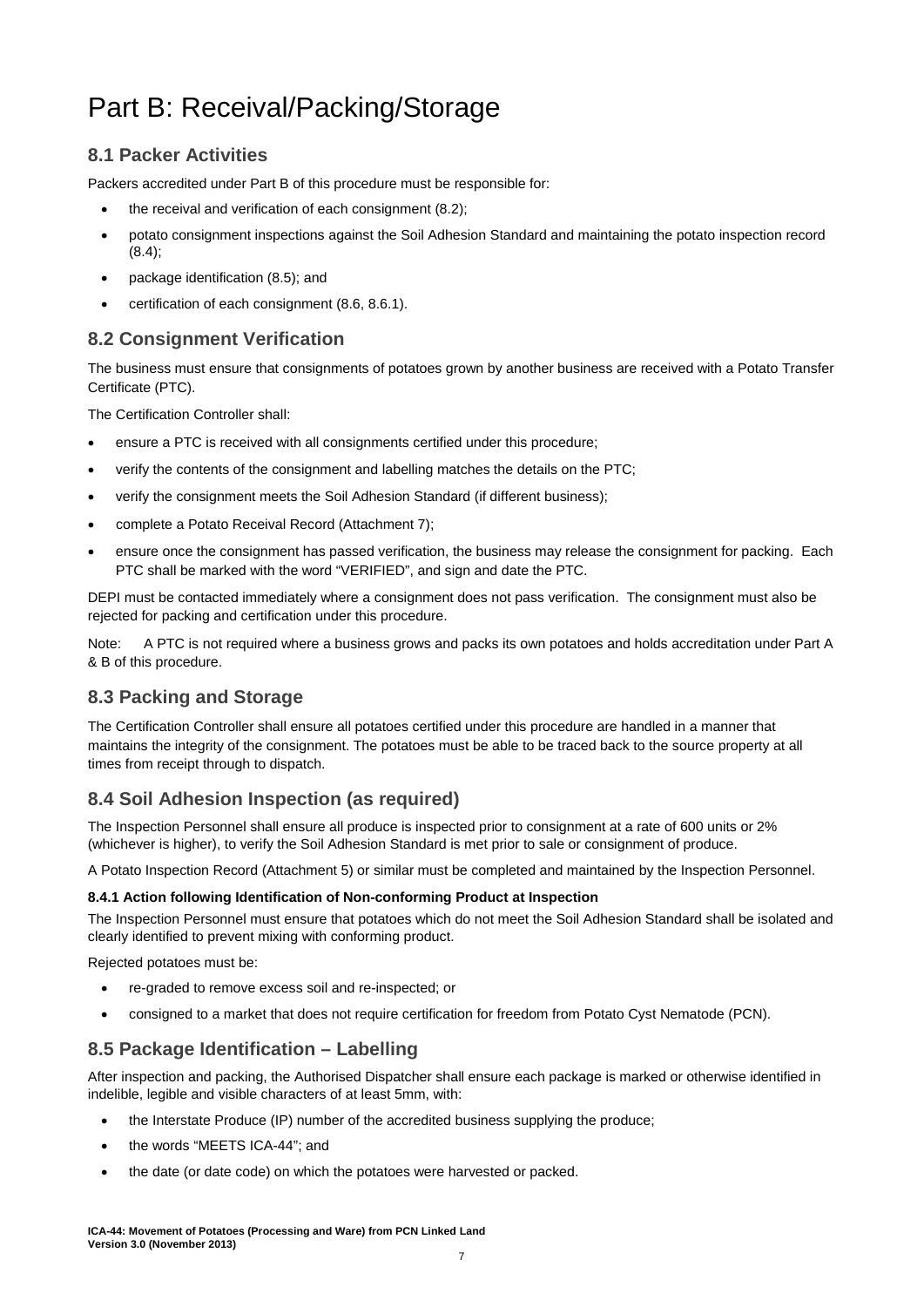# Part B: Receival/Packing/Storage

## 8.1 Packer Activities

Packers accredited under Part B of this procedure must be responsible for:

- the receival and verification of each consignment (8.2);
- potato consignment inspections against the Soil Adhesion Standard and maintaining the potato inspection record (8.4);
- package identification (8.5); and
- certification of each consignment (8.6, 8.6.1).

## 8.2 Consignment Verification

The business must ensure that consignments of potatoes grown by another business are received with a Potato Transfer Certificate (PTC).

The Certification Controller shall:

- ensure a PTC is received with all consignments certified under this procedure;
- verify the contents of the consignment and labelling matches the details on the PTC;
- verify the consignment meets the Soil Adhesion Standard (if different business);
- complete a Potato Receival Record (Attachment 7);
- ensure once the consignment has passed verification, the business may release the consignment for packing. Each PTC shall be marked with the word "VERIFIED", and sign and date the PTC.

DEPI must be contacted immediately where a consignment does not pass verification. The consignment must also be rejected for packing and certification under this procedure.

Note: A PTC is not required where a business grows and packs its own potatoes and holds accreditation under Part A & B of this procedure.

## 8.3 Packing and Storage

The Certification Controller shall ensure all potatoes certified under this procedure are handled in a manner that maintains the integrity of the consignment. The potatoes must be able to be traced back to the source property at all times from receipt through to dispatch.

## 8.4 Soil Adhesion Inspection (as required)

The Inspection Personnel shall ensure all produce is inspected prior to consignment at a rate of 600 units or 2% (whichever is higher), to verify the Soil Adhesion Standard is met prior to sale or consignment of produce.

A Potato Inspection Record (Attachment 5) or similar must be completed and maintained by the Inspection Personnel.

#### 8.4.1 Action following Identification of Non-conforming Product at Inspection

The Inspection Personnel must ensure that potatoes which do not meet the Soil Adhesion Standard shall be isolated and clearly identified to prevent mixing with conforming product.

Rejected potatoes must be:

- re-graded to remove excess soil and re-inspected; or
- consigned to a market that does not require certification for freedom from Potato Cyst Nematode (PCN).

## 8.5 Package Identification – Labelling

After inspection and packing, the Authorised Dispatcher shall ensure each package is marked or otherwise identified in indelible, legible and visible characters of at least 5mm, with:

- the Interstate Produce (IP) number of the accredited business supplying the produce;
- the words "MEETS ICA-44"; and
- the date (or date code) on which the potatoes were harvested or packed.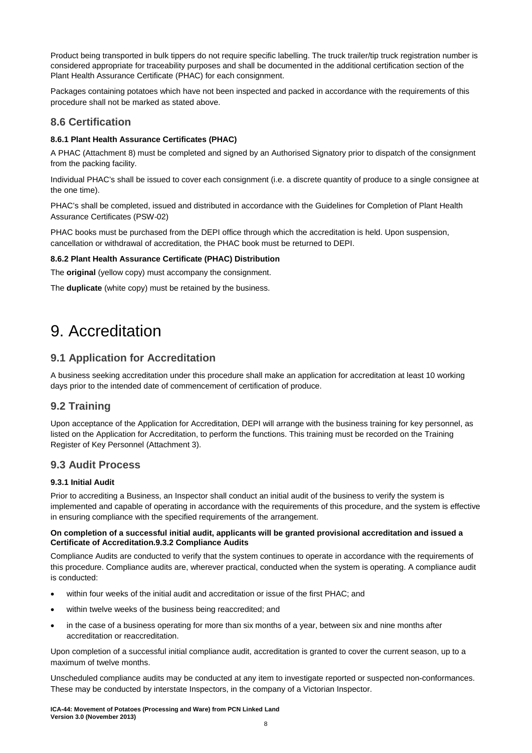Product being transported in bulk tippers do not require specific labelling. The truck trailer/tip truck registration number is considered appropriate for traceability purposes and shall be documented in the additional certification section of the Plant Health Assurance Certificate (PHAC) for each consignment.

Packages containing potatoes which have not been inspected and packed in accordance with the requirements of this procedure shall not be marked as stated above.

## 8.6 Certification

#### 8.6.1 Plant Health Assurance Certificates (PHAC)

A PHAC (Attachment 8) must be completed and signed by an Authorised Signatory prior to dispatch of the consignment from the packing facility.

Individual PHAC's shall be issued to cover each consignment (i.e. a discrete quantity of produce to a single consignee at the one time).

PHAC's shall be completed, issued and distributed in accordance with the Guidelines for Completion of Plant Health Assurance Certificates (PSW-02)

PHAC books must be purchased from the DEPI office through which the accreditation is held. Upon suspension, cancellation or withdrawal of accreditation, the PHAC book must be returned to DEPI.

#### 8.6.2 Plant Health Assurance Certificate (PHAC) Distribution

The **original** (yellow copy) must accompany the consignment.

The **duplicate** (white copy) must be retained by the business.

# 9. Accreditation

## 9.1 Application for Accreditation

A business seeking accreditation under this procedure shall make an application for accreditation at least 10 working days prior to the intended date of commencement of certification of produce.

## 9.2 Training

Upon acceptance of the Application for Accreditation, DEPI will arrange with the business training for key personnel, as listed on the Application for Accreditation, to perform the functions. This training must be recorded on the Training Register of Key Personnel (Attachment 3).

## 9.3 Audit Process

#### 9.3.1 Initial Audit

Prior to accrediting a Business, an Inspector shall conduct an initial audit of the business to verify the system is implemented and capable of operating in accordance with the requirements of this procedure, and the system is effective in ensuring compliance with the specified requirements of the arrangement.

**On completion of a successful initial audit, applicants will be granted provisional accreditation and issued a Certificate of Accreditation.9.3.2 Compliance Audits**

Compliance Audits are conducted to verify that the system continues to operate in accordance with the requirements of this procedure. Compliance audits are, wherever practical, conducted when the system is operating. A compliance audit is conducted:

- within four weeks of the initial audit and accreditation or issue of the first PHAC; and
- within twelve weeks of the business being reaccredited; and
- in the case of a business operating for more than six months of a year, between six and nine months after accreditation or reaccreditation.

Upon completion of a successful initial compliance audit, accreditation is granted to cover the current season, up to a maximum of twelve months.

Unscheduled compliance audits may be conducted at any item to investigate reported or suspected non-conformances. These may be conducted by interstate Inspectors, in the company of a Victorian Inspector.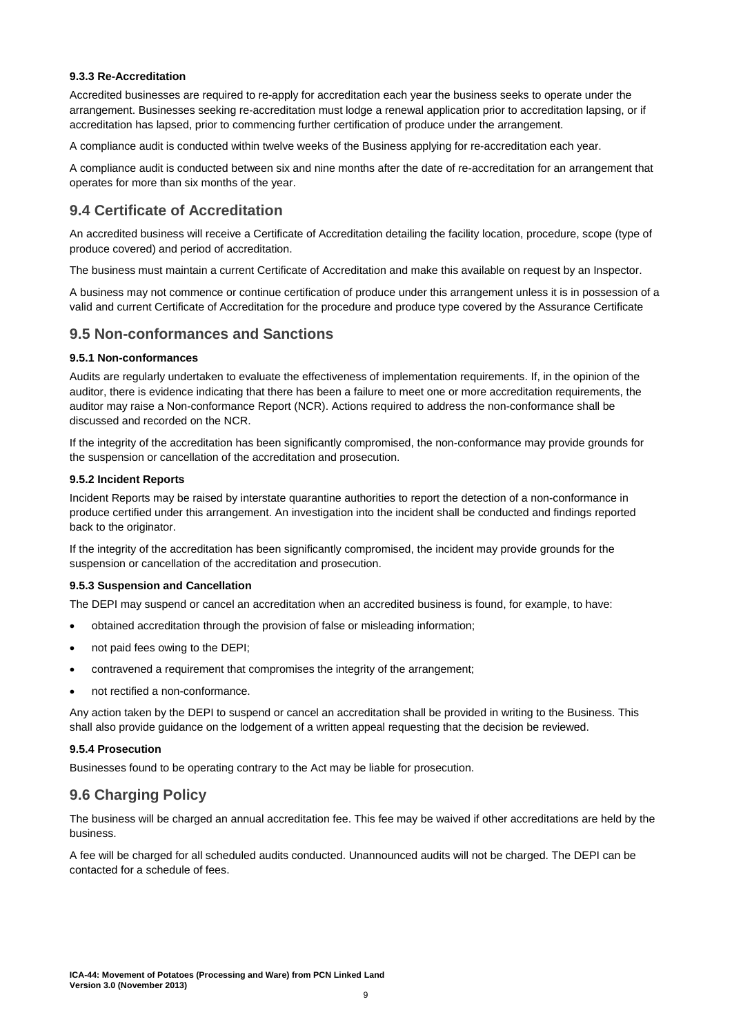#### 9.3.3 Re-Accreditation

Accredited businesses are required to re-apply for accreditation each year the business seeks to operate under the arrangement. Businesses seeking re-accreditation must lodge a renewal application prior to accreditation lapsing, or if accreditation has lapsed, prior to commencing further certification of produce under the arrangement.

A compliance audit is conducted within twelve weeks of the Business applying for re-accreditation each year.

A compliance audit is conducted between six and nine months after the date of re-accreditation for an arrangement that operates for more than six months of the year.

## 9.4 Certificate of Accreditation

An accredited business will receive a Certificate of Accreditation detailing the facility location, procedure, scope (type of produce covered) and period of accreditation.

The business must maintain a current Certificate of Accreditation and make this available on request by an Inspector.

A business may not commence or continue certification of produce under this arrangement unless it is in possession of a valid and current Certificate of Accreditation for the procedure and produce type covered by the Assurance Certificate

## 9.5 Non-conformances and Sanctions

#### 9.5.1 Non-conformances

Audits are regularly undertaken to evaluate the effectiveness of implementation requirements. If, in the opinion of the auditor, there is evidence indicating that there has been a failure to meet one or more accreditation requirements, the auditor may raise a Non-conformance Report (NCR). Actions required to address the non-conformance shall be discussed and recorded on the NCR.

If the integrity of the accreditation has been significantly compromised, the non-conformance may provide grounds for the suspension or cancellation of the accreditation and prosecution.

#### 9.5.2 Incident Reports

Incident Reports may be raised by interstate quarantine authorities to report the detection of a non-conformance in produce certified under this arrangement. An investigation into the incident shall be conducted and findings reported back to the originator.

If the integrity of the accreditation has been significantly compromised, the incident may provide grounds for the suspension or cancellation of the accreditation and prosecution.

#### 9.5.3 Suspension and Cancellation

The DEPI may suspend or cancel an accreditation when an accredited business is found, for example, to have:

- obtained accreditation through the provision of false or misleading information;
- not paid fees owing to the DEPI;
- contravened a requirement that compromises the integrity of the arrangement;
- not rectified a non-conformance.

Any action taken by the DEPI to suspend or cancel an accreditation shall be provided in writing to the Business. This shall also provide guidance on the lodgement of a written appeal requesting that the decision be reviewed.

#### 9.5.4 Prosecution

Businesses found to be operating contrary to the Act may be liable for prosecution.

## 9.6 Charging Policy

The business will be charged an annual accreditation fee. This fee may be waived if other accreditations are held by the business.

A fee will be charged for all scheduled audits conducted. Unannounced audits will not be charged. The DEPI can be contacted for a schedule of fees.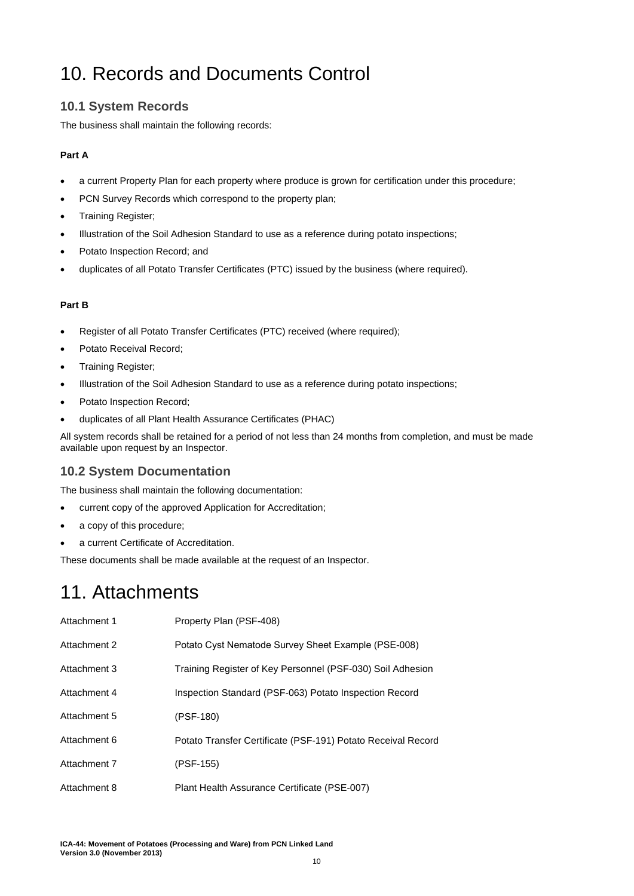# 10. Records and Documents Control

## 10.1 System Records

The business shall maintain the following records:

**Part A**

- a current Property Plan for each property where produce is grown for certification under this procedure;
- PCN Survey Records which correspond to the property plan;
- Training Register;
- Illustration of the Soil Adhesion Standard to use as a reference during potato inspections;
- Potato Inspection Record; and
- duplicates of all Potato Transfer Certificates (PTC) issued by the business (where required).

**Part B**

- Register of all Potato Transfer Certificates (PTC) received (where required);
- Potato Receival Record;
- Training Register;
- Illustration of the Soil Adhesion Standard to use as a reference during potato inspections;
- Potato Inspection Record;
- duplicates of all Plant Health Assurance Certificates (PHAC)

All system records shall be retained for a period of not less than 24 months from completion, and must be made available upon request by an Inspector.

## 10.2 System Documentation

The business shall maintain the following documentation:

- current copy of the approved Application for Accreditation;
- a copy of this procedure;
- a current Certificate of Accreditation.

These documents shall be made available at the request of an Inspector.

# 11. Attachments

| | |
|---|---|
| Attachment 1 | Property Plan (PSF-408) |
| Attachment 2 | Potato Cyst Nematode Survey Sheet Example (PSE-008) |
| Attachment 3 | Training Register of Key Personnel (PSF-030) Soil Adhesion |
| Attachment 4 | Inspection Standard (PSF-063) Potato Inspection Record |
| Attachment 5 | (PSF-180) |
| Attachment 6 | Potato Transfer Certificate (PSF-191) Potato Receival Record |
| Attachment 7 | (PSF-155) |
| Attachment 8 | Plant Health Assurance Certificate (PSE-007) |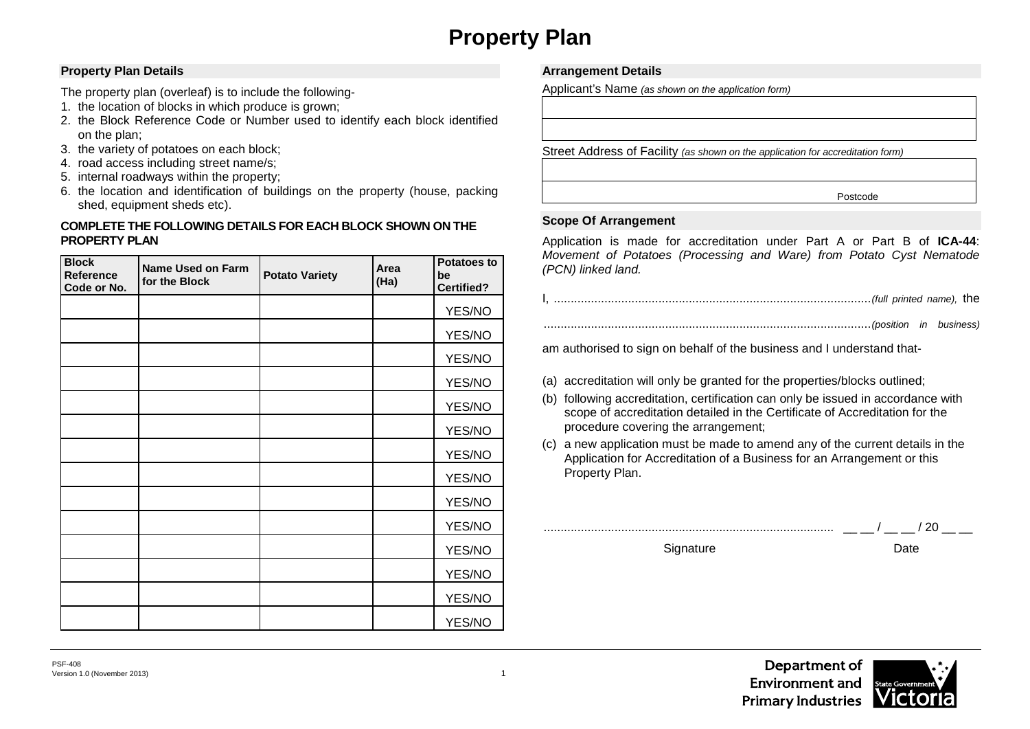# Property Plan

## Property Plan Details

The property plan (overleaf) is to include the following-

1. the location of blocks in which produce is grown;
2. the Block Reference Code or Number used to identify each block identified on the plan;
3. the variety of potatoes on each block;
4. road access including street name/s;
5. internal roadways within the property;
6. the location and identification of buildings on the property (house, packing shed, equipment sheds etc).

**COMPLETE THE FOLLOWING DETAILS FOR EACH BLOCK SHOWN ON THE PROPERTY PLAN**

| Block Reference Code or No. | Name Used on Farm for the Block | Potato Variety | Area (Ha) | Potatoes to be Certified? |
|---|---|---|---|---|
| | | | | YES/NO |
| | | | | YES/NO |
| | | | | YES/NO |
| | | | | YES/NO |
| | | | | YES/NO |
| | | | | YES/NO |
| | | | | YES/NO |
| | | | | YES/NO |
| | | | | YES/NO |
| | | | | YES/NO |
| | | | | YES/NO |
| | | | | YES/NO |
| | | | | YES/NO |
| | | | | YES/NO |

## Arrangement Details

Applicant's Name *(as shown on the application form)*

| |
|---|
| |
| |

Street Address of Facility *(as shown on the application for accreditation form)*

| |
|---|
| |
| Postcode |

## Scope Of Arrangement

Application is made for accreditation under Part A or Part B of **ICA-44**: *Movement of Potatoes (Processing and Ware) from Potato Cyst Nematode (PCN) linked land.*

I, ..............................................................................................*(full printed name),* the

..............................................................................................*(position in business)*

am authorised to sign on behalf of the business and I understand that-

(a) accreditation will only be granted for the properties/blocks outlined;

(b) following accreditation, certification can only be issued in accordance with scope of accreditation detailed in the Certificate of Accreditation for the procedure covering the arrangement;

(c) a new application must be made to amend any of the current details in the Application for Accreditation of a Business for an Arrangement or this Property Plan.

..................................................................................... __ __ / __ __ / 20 __ __

Signature Date

PSF-408
Version 1.0 (November 2013)

Department of Environment and Primary Industries

State Government Victoria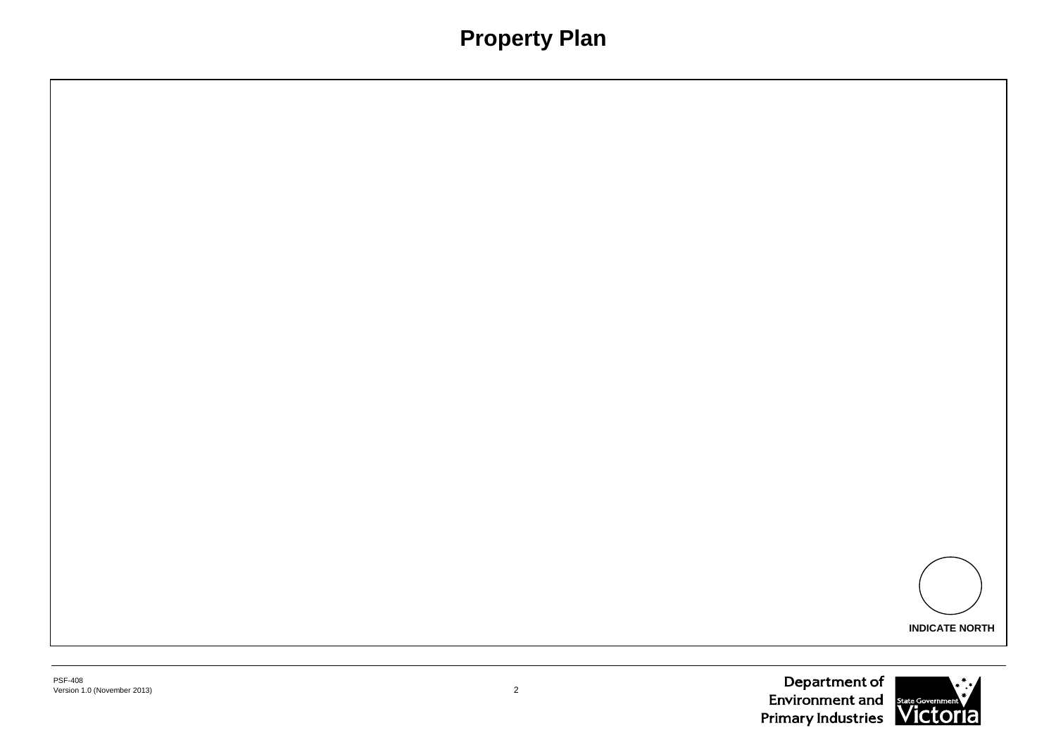# Property Plan

INDICATE NORTH

PSF-408
Version 1.0 (November 2013)

Department of Environment and Primary Industries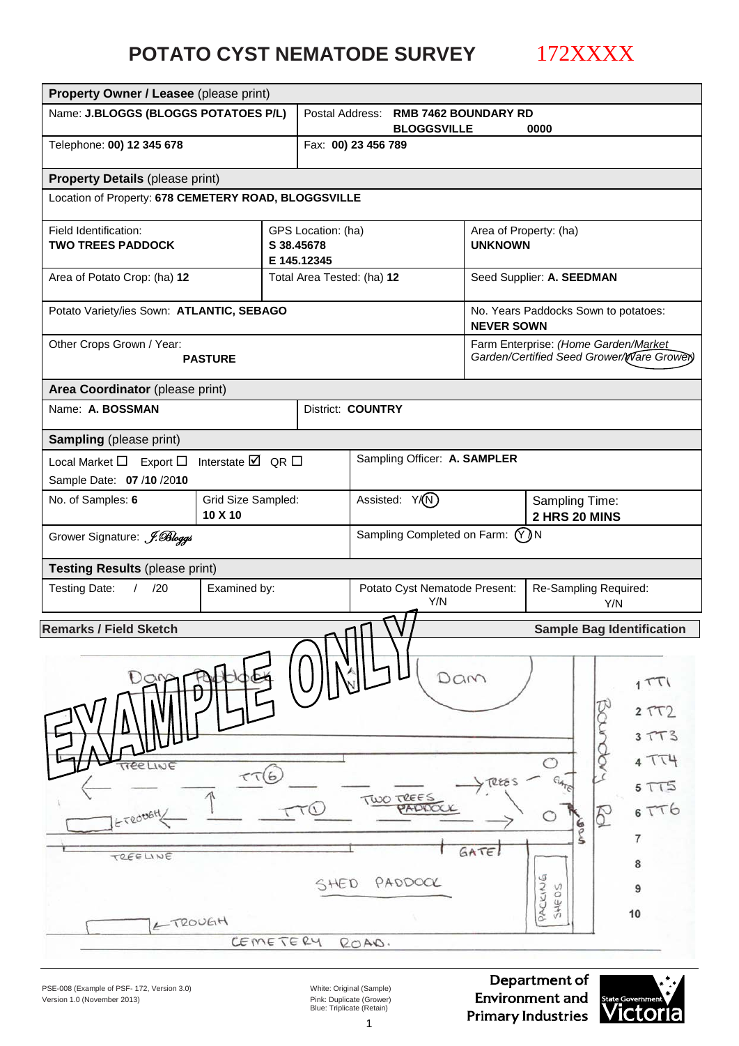# POTATO CYST NEMATODE SURVEY 172XXXX

| **Property Owner / Leasee** (please print) | | |
|---|---|---|
| Name: **J.BLOGGS (BLOGGS POTATOES P/L)** | Postal Address: **RMB 7462 BOUNDARY RD BLOGGSVILLE 0000** | |
| Telephone: **00) 12 345 678** | Fax: **00) 23 456 789** | |
| **Property Details** (please print) | | |
| Location of Property: **678 CEMETERY ROAD, BLOGGSVILLE** | | |
| Field Identification: **TWO TREES PADDOCK** | GPS Location: (ha) **S 38.45678 E 145.12345** | Area of Property: (ha) **UNKNOWN** |
| Area of Potato Crop: (ha) **12** | Total Area Tested: (ha) **12** | Seed Supplier: **A. SEEDMAN** |
| Potato Variety/ies Sown: **ATLANTIC, SEBAGO** | | No. Years Paddocks Sown to potatoes: **NEVER SOWN** |
| Other Crops Grown / Year: **PASTURE** | | Farm Enterprise: *(Home Garden/Market Garden/Certified Seed Grower/Ware Grower)* — Ware Grower circled |
| **Area Coordinator** (please print) | | |
| Name: **A. BOSSMAN** | District: **COUNTRY** | |

| **Sampling** (please print) | | | |
|---|---|---|---|
| Local Market ☐ Export ☐ Interstate ☑ QR ☐ Sample Date: **07 /10 /2010** | | Sampling Officer: **A. SAMPLER** | |
| No. of Samples: **6** | Grid Size Sampled: **10 X 10** | Assisted: Y/N (N circled) | Sampling Time: **2 HRS 20 MINS** |
| Grower Signature: *J.Bloggs* | | Sampling Completed on Farm: Y/N (Y circled) | |
| **Testing Results** (please print) | | | |
| Testing Date: / /20 | Examined by: | Potato Cyst Nematode Present: Y/N | Re-Sampling Required: Y/N |

**Remarks / Field Sketch** — **Sample Bag Identification**

EXAMPLE ONLY

Field sketch labels: Dam Paddock, N, Dam, Treeline, TT6, TT1, Trough, Two Trees Paddock, Trees, Gate, Roadway, Treeline, Gate, Shed Paddock, Packing Sheds, Trough, Cemetery Road.

Sample Bag Identification:
1. TT1
2. TT2
3. TT3
4. TT4
5. TT5
6. TT6
7.
8.
9.
10.

PSE-008 (Example of PSF- 172, Version 3.0)
Version 1.0 (November 2013)

White: Original (Sample)
Pink: Duplicate (Grower)
Blue: Triplicate (Retain)

Department of Environment and Primary Industries — State Government Victoria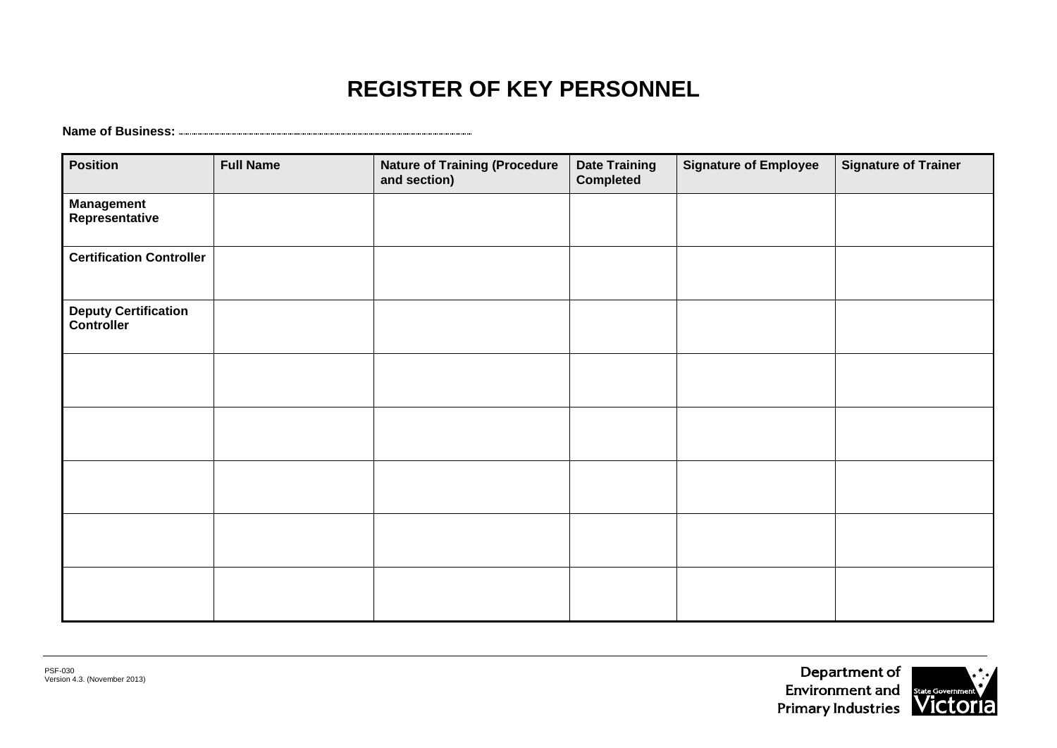# REGISTER OF KEY PERSONNEL

**Name of Business:** ..........................................................................................

| Position | Full Name | Nature of Training (Procedure and section) | Date Training Completed | Signature of Employee | Signature of Trainer |
|---|---|---|---|---|---|
| **Management Representative** | | | | | |
| **Certification Controller** | | | | | |
| **Deputy Certification Controller** | | | | | |
| | | | | | |
| | | | | | |
| | | | | | |
| | | | | | |
| | | | | | |

PSF-030
Version 4.3. (November 2013)

Department of Environment and Primary Industries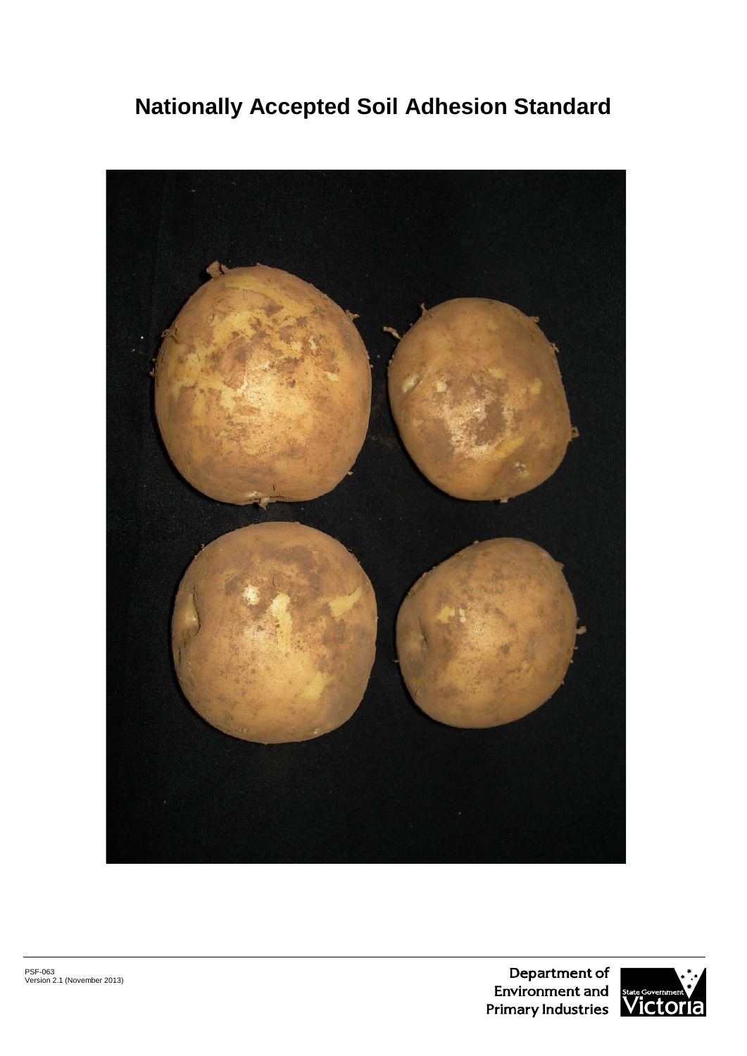# Nationally Accepted Soil Adhesion Standard

PSF-063
Version 2.1 (November 2013)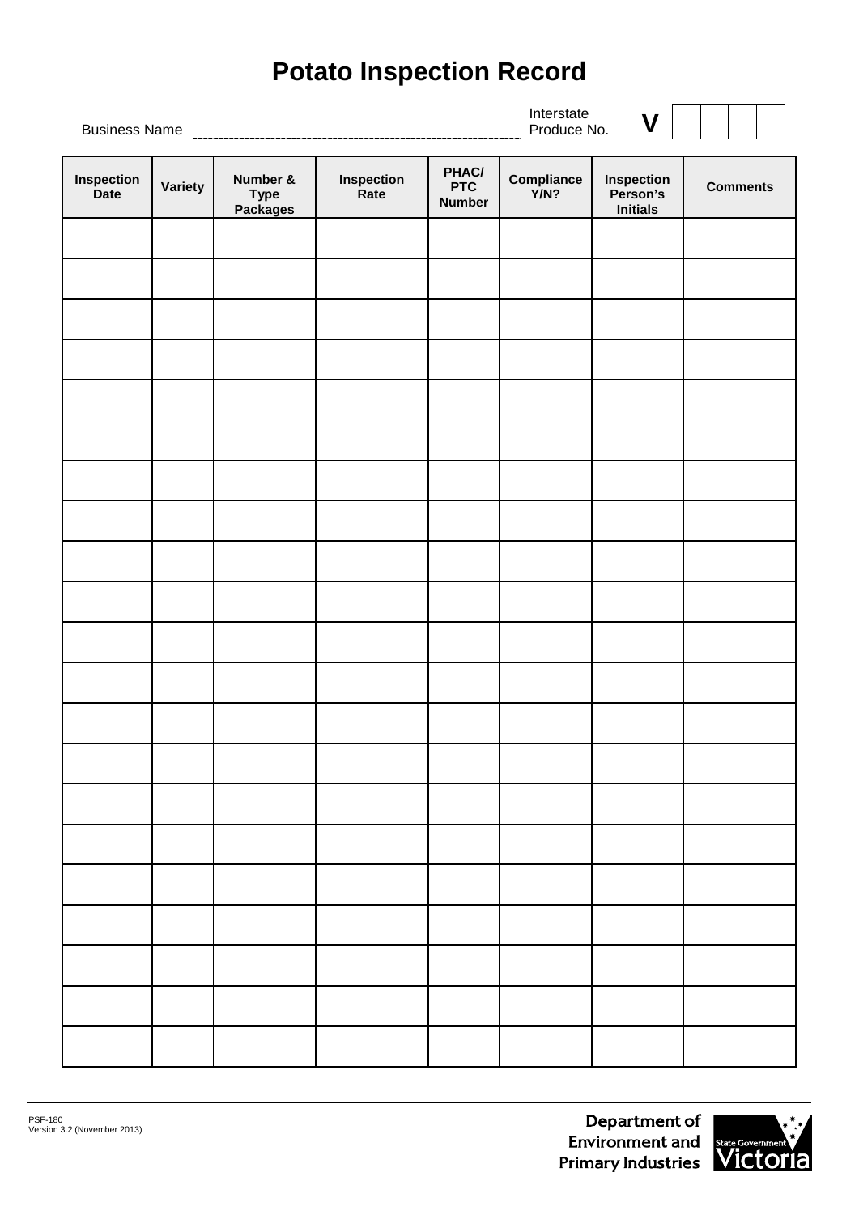# Potato Inspection Record

Business Name ______________________________ Interstate Produce No. **V** | | | | |

| Inspection Date | Variety | Number & Type Packages | Inspection Rate | PHAC/ PTC Number | Compliance Y/N? | Inspection Person's Initials | Comments |
|---|---|---|---|---|---|---|---|
| | | | | | | | |
| | | | | | | | |
| | | | | | | | |
| | | | | | | | |
| | | | | | | | |
| | | | | | | | |
| | | | | | | | |
| | | | | | | | |
| | | | | | | | |
| | | | | | | | |
| | | | | | | | |
| | | | | | | | |
| | | | | | | | |
| | | | | | | | |
| | | | | | | | |
| | | | | | | | |
| | | | | | | | |
| | | | | | | | |
| | | | | | | | |
| | | | | | | | |
| | | | | | | | |

PSF-180
Version 3.2 (November 2013)

Department of Environment and Primary Industries

State Government Victoria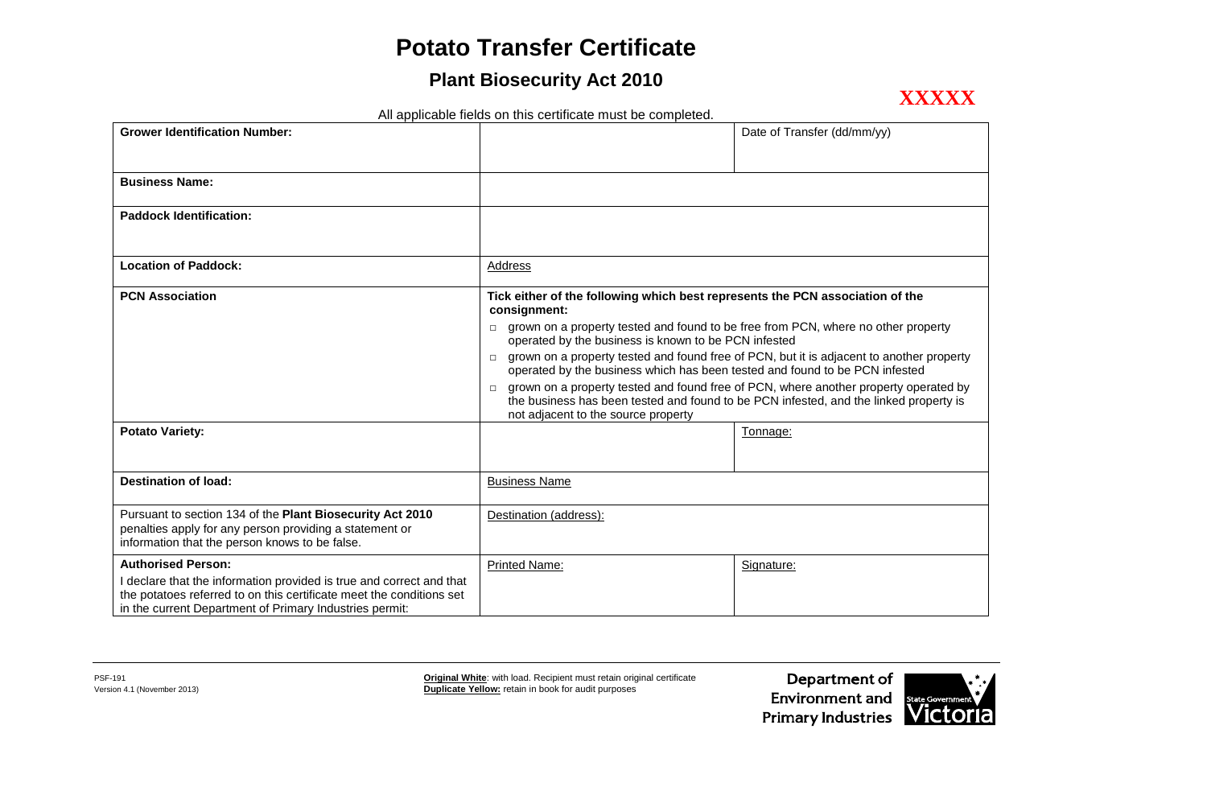# Potato Transfer Certificate

## Plant Biosecurity Act 2010

**XXXXX**

All applicable fields on this certificate must be completed.

| | | |
|---|---|---|
| **Grower Identification Number:** | | Date of Transfer (dd/mm/yy) |
| **Business Name:** | | |
| **Paddock Identification:** | | |
| **Location of Paddock:** | Address | |
| **PCN Association** | **Tick either of the following which best represents the PCN association of the consignment:**<br>□ grown on a property tested and found to be free from PCN, where no other property operated by the business is known to be PCN infested<br>□ grown on a property tested and found free of PCN, but it is adjacent to another property operated by the business which has been tested and found to be PCN infested<br>□ grown on a property tested and found free of PCN, where another property operated by the business has been tested and found to be PCN infested, and the linked property is not adjacent to the source property | |
| **Potato Variety:** | | Tonnage: |
| **Destination of load:** | Business Name | |
| Pursuant to section 134 of the **Plant Biosecurity Act 2010** penalties apply for any person providing a statement or information that the person knows to be false. | Destination (address): | |
| **Authorised Person:**<br>I declare that the information provided is true and correct and that the potatoes referred to on this certificate meet the conditions set in the current Department of Primary Industries permit: | Printed Name: | Signature: |

PSF-191
Version 4.1 (November 2013)

**Original White**: with load. Recipient must retain original certificate
**Duplicate Yellow:** retain in book for audit purposes

Department of Environment and Primary Industries

State Government Victoria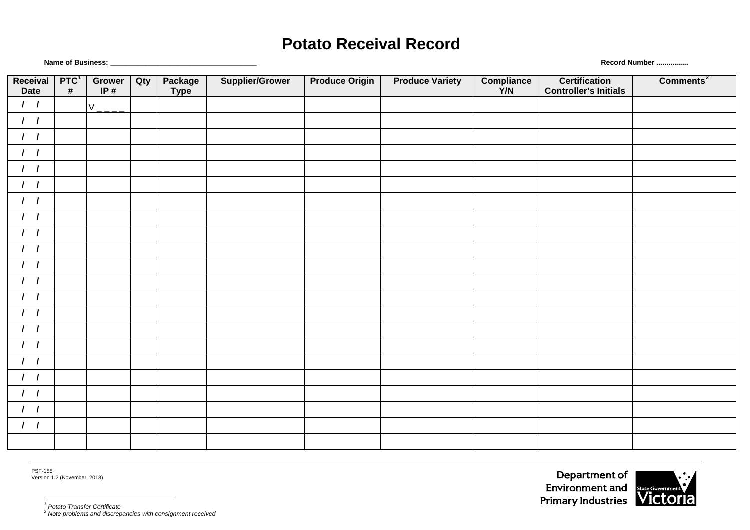# Potato Receival Record

**Name of Business:** ___________________________________ **Record Number** ................

| Receival Date | PTC[1] # | Grower IP # | Qty | Package Type | Supplier/Grower | Produce Origin | Produce Variety | Compliance Y/N | Certification Controller's Initials | Comments[2] |
|---|---|---|---|---|---|---|---|---|---|---|
| / / | | V _ _ _ _ | | | | | | | | |
| / / | | | | | | | | | | |
| / / | | | | | | | | | | |
| / / | | | | | | | | | | |
| / / | | | | | | | | | | |
| / / | | | | | | | | | | |
| / / | | | | | | | | | | |
| / / | | | | | | | | | | |
| / / | | | | | | | | | | |
| / / | | | | | | | | | | |
| / / | | | | | | | | | | |
| / / | | | | | | | | | | |
| / / | | | | | | | | | | |
| / / | | | | | | | | | | |
| / / | | | | | | | | | | |
| / / | | | | | | | | | | |
| / / | | | | | | | | | | |
| / / | | | | | | | | | | |
| / / | | | | | | | | | | |
| / / | | | | | | | | | | |
| / / | | | | | | | | | | |
| | | | | | | | | | | |

PSF-155
Version 1.2 (November 2013)

Department of Environment and Primary Industries

State Government Victoria

[1] *Potato Transfer Certificate*
[2] *Note problems and discrepancies with consignment received*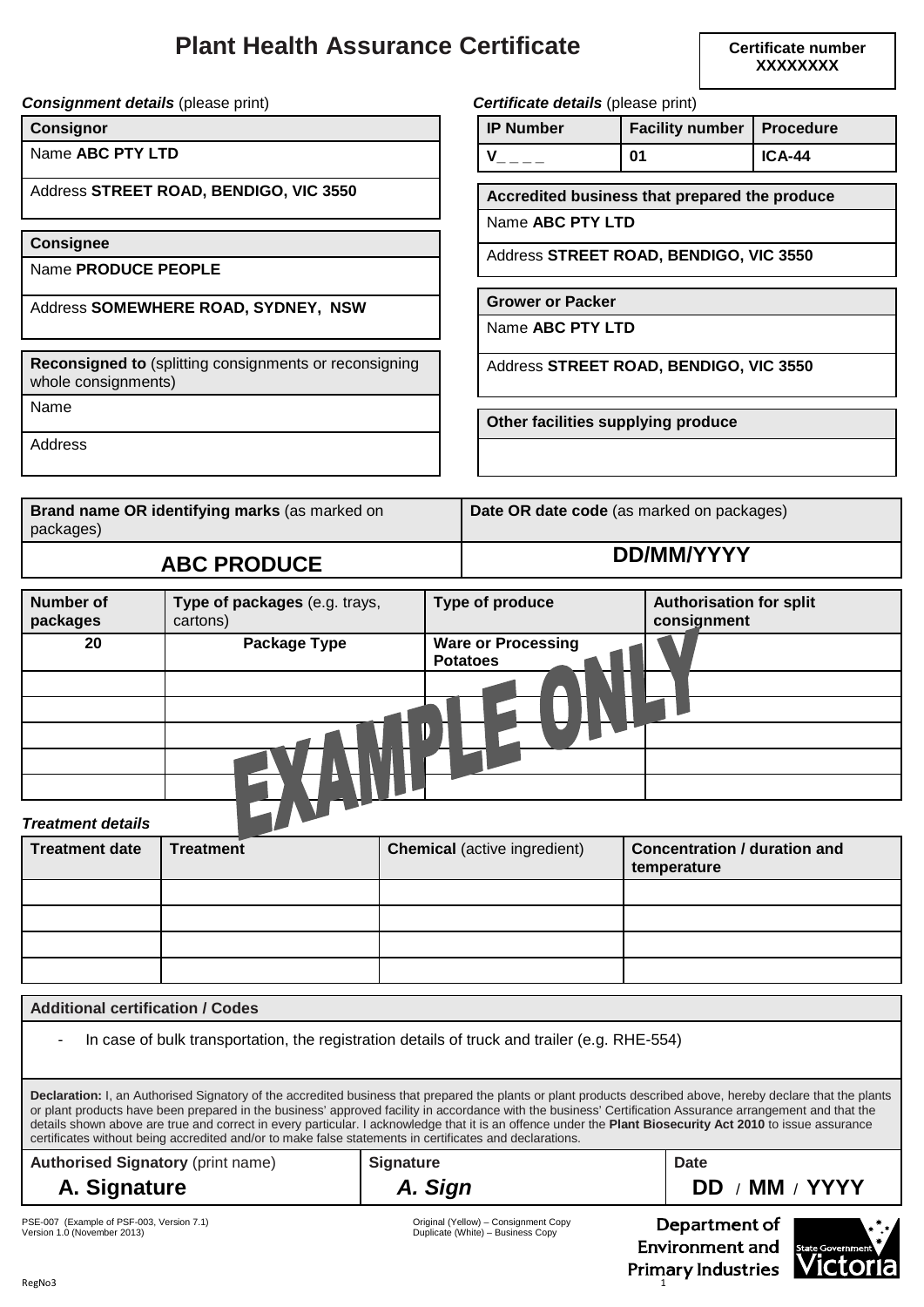# Plant Health Assurance Certificate

**Certificate number**
**XXXXXXXX**

***Consignment details*** (please print)

| **Consignor** |
|---|
| Name **ABC PTY LTD** |
| Address **STREET ROAD, BENDIGO, VIC 3550** |

| **Consignee** |
|---|
| Name **PRODUCE PEOPLE** |
| Address **SOMEWHERE ROAD, SYDNEY, NSW** |

| **Reconsigned to** (splitting consignments or reconsigning whole consignments) |
|---|
| Name |
| Address |

***Certificate details*** (please print)

| **IP Number** | **Facility number** | **Procedure** |
|---|---|---|
| **V_ _ _ _** | **01** | **ICA-44** |

| **Accredited business that prepared the produce** |
|---|
| Name **ABC PTY LTD** |
| Address **STREET ROAD, BENDIGO, VIC 3550** |

| **Grower or Packer** |
|---|
| Name **ABC PTY LTD** |
| Address **STREET ROAD, BENDIGO, VIC 3550** |

| **Other facilities supplying produce** |
|---|
| |

| **Brand name OR identifying marks** (as marked on packages) | **Date OR date code** (as marked on packages) |
|---|---|
| **ABC PRODUCE** | **DD/MM/YYYY** |

| **Number of packages** | **Type of packages** (e.g. trays, cartons) | **Type of produce** | **Authorisation for split consignment** |
|---|---|---|---|
| **20** | **Package Type** | **Ware or Processing Potatoes** | |
| | | | |
| | | | |
| | | | |
| | | | |
| | | | |

EXAMPLE ONLY

***Treatment details***

| **Treatment date** | **Treatment** | **Chemical** (active ingredient) | **Concentration / duration and temperature** |
|---|---|---|---|
| | | | |
| | | | |
| | | | |
| | | | |

**Additional certification / Codes**

- In case of bulk transportation, the registration details of truck and trailer (e.g. RHE-554)

**Declaration:** I, an Authorised Signatory of the accredited business that prepared the plants or plant products described above, hereby declare that the plants or plant products have been prepared in the business' approved facility in accordance with the business' Certification Assurance arrangement and that the details shown above are true and correct in every particular. I acknowledge that it is an offence under the **Plant Biosecurity Act 2010** to issue assurance certificates without being accredited and/or to make false statements in certificates and declarations.

| **Authorised Signatory** (print name) | **Signature** | **Date** |
|---|---|---|
| **A. Signature** | ***A. Sign*** | **DD / MM / YYYY** |

PSE-007 (Example of PSF-003, Version 7.1)
Version 1.0 (November 2013)

Original (Yellow) – Consignment Copy
Duplicate (White) – Business Copy

Department of Environment and Primary Industries

State Government Victoria

RegNo3